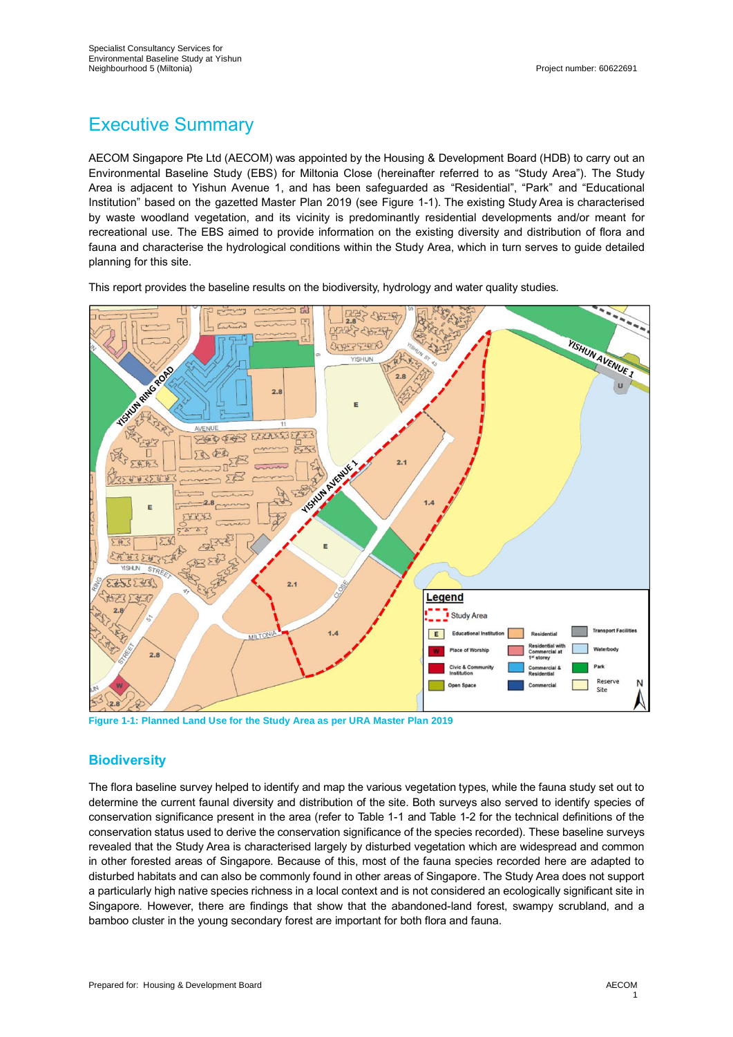# Executive Summary

AECOM Singapore Pte Ltd (AECOM) was appointed by the Housing & Development Board (HDB) to carry out an Environmental Baseline Study (EBS) for Miltonia Close (hereinafter referred to as "Study Area"). The Study Area is adjacent to Yishun Avenue 1, and has been safeguarded as "Residential", "Park" and "Educational Institution" based on the gazetted Master Plan 2019 (see Figure 1-1). The existing Study Area is characterised by waste woodland vegetation, and its vicinity is predominantly residential developments and/or meant for recreational use. The EBS aimed to provide information on the existing diversity and distribution of flora and fauna and characterise the hydrological conditions within the Study Area, which in turn serves to guide detailed planning for this site.

This report provides the baseline results on the biodiversity, hydrology and water quality studies.

Figure 1-1: Planned Land Use for the Study Area as per URA Master Plan 2019

## Biodiversity

The flora baseline survey helped to identify and map the various vegetation types, while the fauna study set out to determine the current faunal diversity and distribution of the site. Both surveys also served to identify species of conservation significance present in the area (refer to Table 1-1 and Table 1-2 for the technical definitions of the conservation status used to derive the conservation significance of the species recorded). These baseline surveys revealed that the Study Area is characterised largely by disturbed vegetation which are widespread and common in other forested areas of Singapore. Because of this, most of the fauna species recorded here are adapted to disturbed habitats and can also be commonly found in other areas of Singapore. The Study Area does not support a particularly high native species richness in a local context and is not considered an ecologically significant site in Singapore. However, there are findings that show that the abandoned-land forest, swampy scrubland, and a bamboo cluster in the young secondary forest are important for both flora and fauna.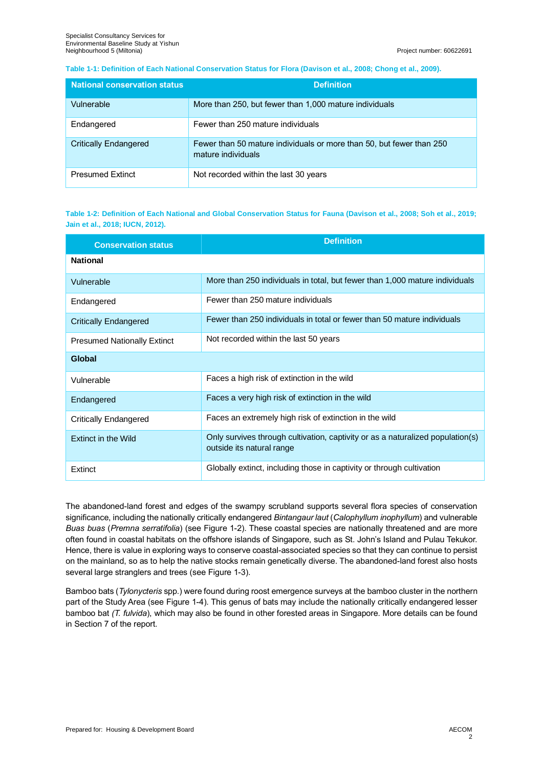**Table 1-1: Definition of Each National Conservation Status for Flora (Davison et al., 2008; Chong et al., 2009).**

| National conservation status | Definition |
|---|---|
| Vulnerable | More than 250, but fewer than 1,000 mature individuals |
| Endangered | Fewer than 250 mature individuals |
| Critically Endangered | Fewer than 50 mature individuals or more than 50, but fewer than 250 mature individuals |
| Presumed Extinct | Not recorded within the last 30 years |

**Table 1-2: Definition of Each National and Global Conservation Status for Fauna (Davison et al., 2008; Soh et al., 2019; Jain et al., 2018; IUCN, 2012).**

| Conservation status | Definition |
|---|---|
| **National** | |
| Vulnerable | More than 250 individuals in total, but fewer than 1,000 mature individuals |
| Endangered | Fewer than 250 mature individuals |
| Critically Endangered | Fewer than 250 individuals in total or fewer than 50 mature individuals |
| Presumed Nationally Extinct | Not recorded within the last 50 years |
| **Global** | |
| Vulnerable | Faces a high risk of extinction in the wild |
| Endangered | Faces a very high risk of extinction in the wild |
| Critically Endangered | Faces an extremely high risk of extinction in the wild |
| Extinct in the Wild | Only survives through cultivation, captivity or as a naturalized population(s) outside its natural range |
| Extinct | Globally extinct, including those in captivity or through cultivation |

The abandoned-land forest and edges of the swampy scrubland supports several flora species of conservation significance, including the nationally critically endangered *Bintangaur laut* (*Calophyllum inophyllum*) and vulnerable *Buas buas* (*Premna serratifolia*) (see Figure 1-2). These coastal species are nationally threatened and are more often found in coastal habitats on the offshore islands of Singapore, such as St. John's Island and Pulau Tekukor. Hence, there is value in exploring ways to conserve coastal-associated species so that they can continue to persist on the mainland, so as to help the native stocks remain genetically diverse. The abandoned-land forest also hosts several large stranglers and trees (see Figure 1-3).

Bamboo bats (*Tylonycteris* spp.) were found during roost emergence surveys at the bamboo cluster in the northern part of the Study Area (see Figure 1-4). This genus of bats may include the nationally critically endangered lesser bamboo bat *(T. fulvida*), which may also be found in other forested areas in Singapore. More details can be found in Section 7 of the report.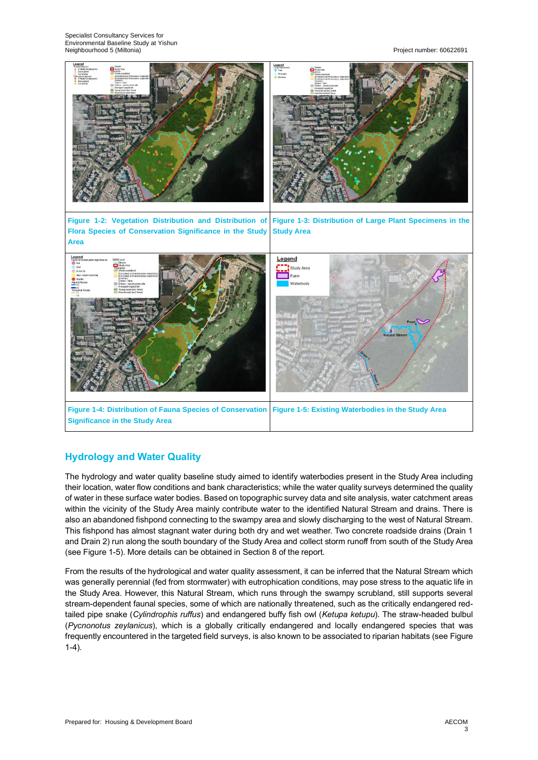Figure 1-2: Vegetation Distribution and Distribution of Flora Species of Conservation Significance in the Study Area

Figure 1-3: Distribution of Large Plant Specimens in the Study Area

Figure 1-4: Distribution of Fauna Species of Conservation Significance in the Study Area

Figure 1-5: Existing Waterbodies in the Study Area

## Hydrology and Water Quality

The hydrology and water quality baseline study aimed to identify waterbodies present in the Study Area including their location, water flow conditions and bank characteristics; while the water quality surveys determined the quality of water in these surface water bodies. Based on topographic survey data and site analysis, water catchment areas within the vicinity of the Study Area mainly contribute water to the identified Natural Stream and drains. There is also an abandoned fishpond connecting to the swampy area and slowly discharging to the west of Natural Stream. This fishpond has almost stagnant water during both dry and wet weather. Two concrete roadside drains (Drain 1 and Drain 2) run along the south boundary of the Study Area and collect storm runoff from south of the Study Area (see Figure 1-5). More details can be obtained in Section 8 of the report.

From the results of the hydrological and water quality assessment, it can be inferred that the Natural Stream which was generally perennial (fed from stormwater) with eutrophication conditions, may pose stress to the aquatic life in the Study Area. However, this Natural Stream, which runs through the swampy scrubland, still supports several stream-dependent faunal species, some of which are nationally threatened, such as the critically endangered red-tailed pipe snake (*Cylindrophis ruffus*) and endangered buffy fish owl (*Ketupa ketupu*). The straw-headed bulbul (*Pycnonotus zeylanicus*), which is a globally critically endangered and locally endangered species that was frequently encountered in the targeted field surveys, is also known to be associated to riparian habitats (see Figure 1-4).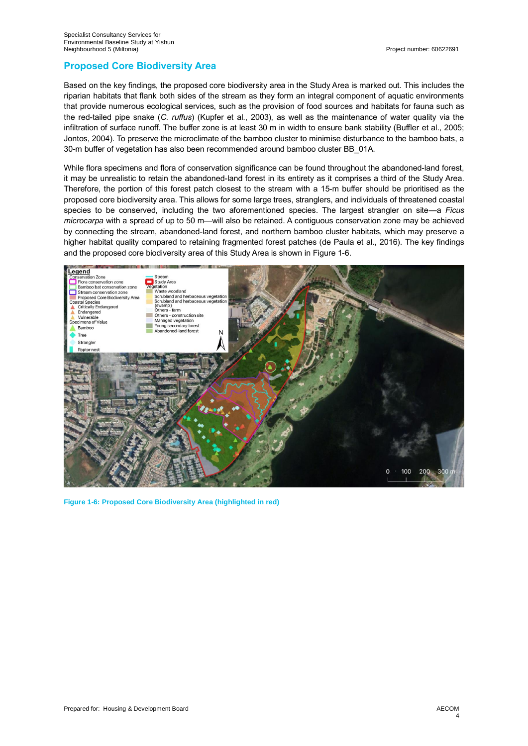## Proposed Core Biodiversity Area

Based on the key findings, the proposed core biodiversity area in the Study Area is marked out. This includes the riparian habitats that flank both sides of the stream as they form an integral component of aquatic environments that provide numerous ecological services, such as the provision of food sources and habitats for fauna such as the red-tailed pipe snake (*C. ruffus*) (Kupfer et al., 2003), as well as the maintenance of water quality via the infiltration of surface runoff. The buffer zone is at least 30 m in width to ensure bank stability (Buffler et al., 2005; Jontos, 2004). To preserve the microclimate of the bamboo cluster to minimise disturbance to the bamboo bats, a 30-m buffer of vegetation has also been recommended around bamboo cluster BB_01A.

While flora specimens and flora of conservation significance can be found throughout the abandoned-land forest, it may be unrealistic to retain the abandoned-land forest in its entirety as it comprises a third of the Study Area. Therefore, the portion of this forest patch closest to the stream with a 15-m buffer should be prioritised as the proposed core biodiversity area. This allows for some large trees, stranglers, and individuals of threatened coastal species to be conserved, including the two aforementioned species. The largest strangler on site—a *Ficus microcarpa* with a spread of up to 50 m—will also be retained. A contiguous conservation zone may be achieved by connecting the stream, abandoned-land forest, and northern bamboo cluster habitats, which may preserve a higher habitat quality compared to retaining fragmented forest patches (de Paula et al., 2016). The key findings and the proposed core biodiversity area of this Study Area is shown in Figure 1-6.

Legend
Conservation Zone
Flora conservation zone
Bamboo bat conservation zone
Stream conservation zone
Proposed Core Biodiversity Area
Coastal Species
Critically Endangered
Endangered
Vulnerable
Specimens of Value
Bamboo
Tree
Strangler
Raptor nest
Stream
Study Area
Vegetation
Waste woodland
Scrubland and herbaceous vegetation
Scrubland and herbaceous vegetation (swamp)
Others - farm
Others - construction site
Managed vegetation
Young secondary forest
Abandoned-land forest
N
0 100 200 300 m

**Figure 1-6: Proposed Core Biodiversity Area (highlighted in red)**